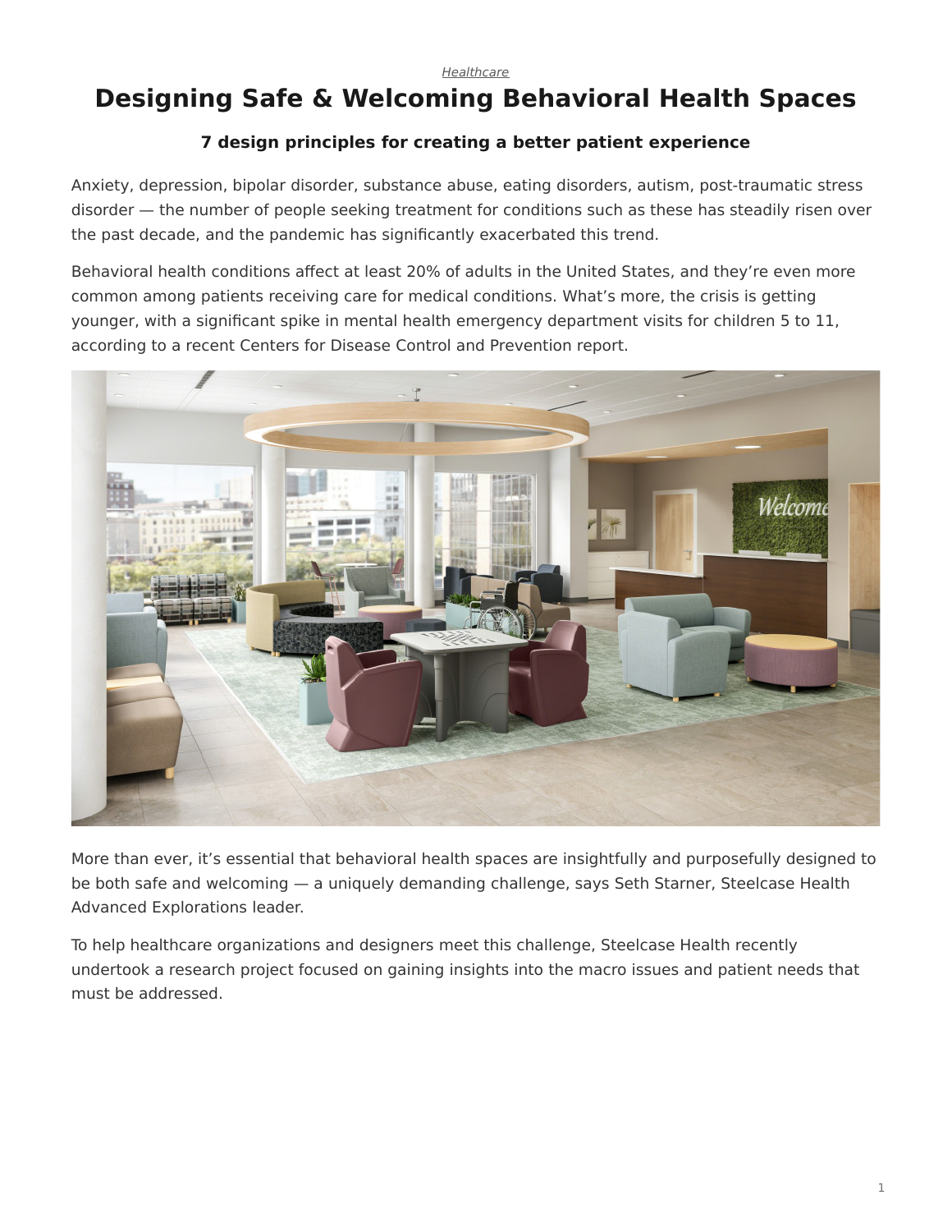*Healthcare*

# Designing Safe & Welcoming Behavioral Health Spaces

### 7 design principles for creating a better patient experience

Anxiety, depression, bipolar disorder, substance abuse, eating disorders, autism, post-traumatic stress disorder — the number of people seeking treatment for conditions such as these has steadily risen over the past decade, and the pandemic has significantly exacerbated this trend.

Behavioral health conditions affect at least 20% of adults in the United States, and they're even more common among patients receiving care for medical conditions. What's more, the crisis is getting younger, with a significant spike in mental health emergency department visits for children 5 to 11, according to a recent Centers for Disease Control and Prevention report.

More than ever, it's essential that behavioral health spaces are insightfully and purposefully designed to be both safe and welcoming — a uniquely demanding challenge, says Seth Starner, Steelcase Health Advanced Explorations leader.

To help healthcare organizations and designers meet this challenge, Steelcase Health recently undertook a research project focused on gaining insights into the macro issues and patient needs that must be addressed.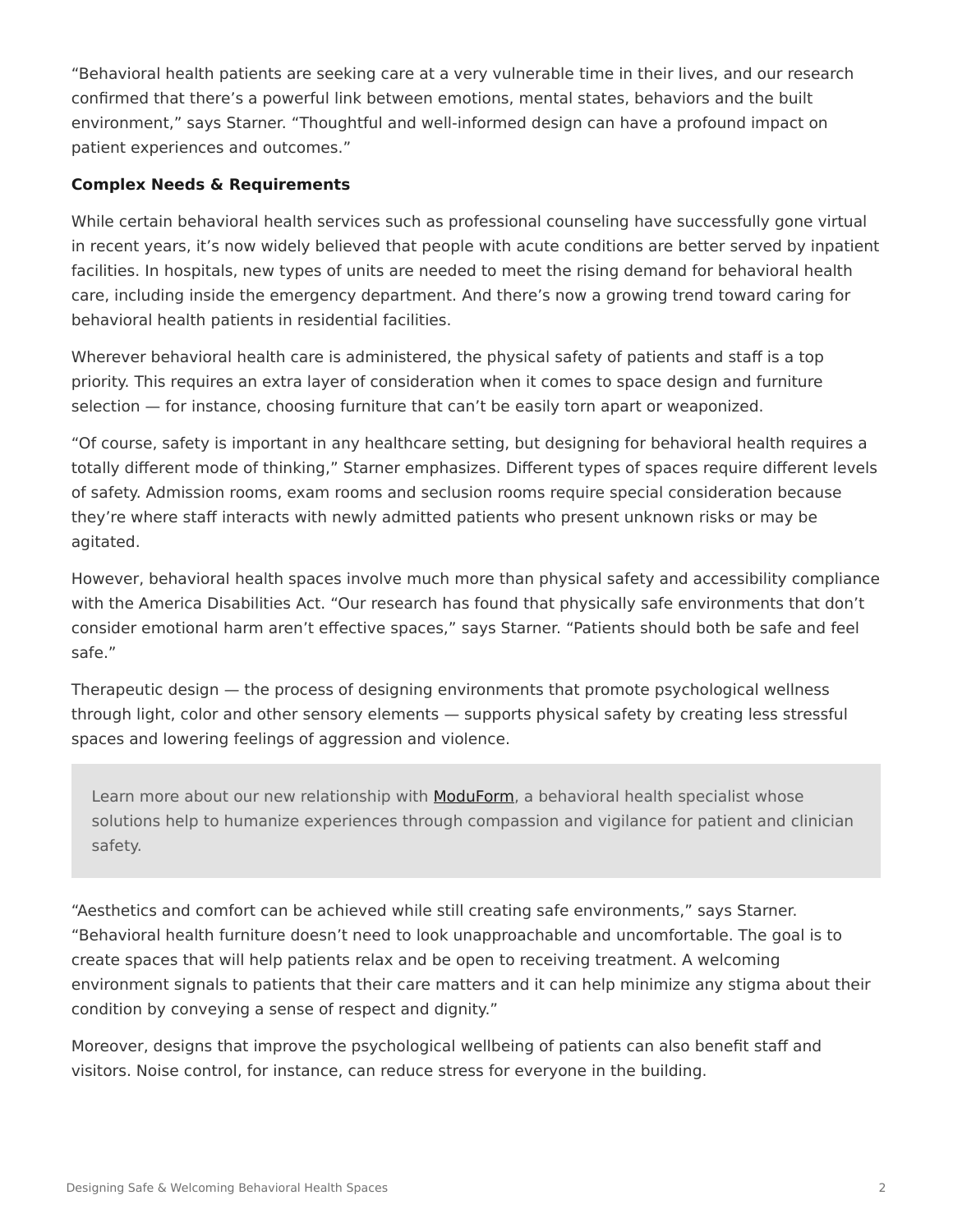"Behavioral health patients are seeking care at a very vulnerable time in their lives, and our research confirmed that there's a powerful link between emotions, mental states, behaviors and the built environment," says Starner. "Thoughtful and well-informed design can have a profound impact on patient experiences and outcomes."

**Complex Needs & Requirements**

While certain behavioral health services such as professional counseling have successfully gone virtual in recent years, it's now widely believed that people with acute conditions are better served by inpatient facilities. In hospitals, new types of units are needed to meet the rising demand for behavioral health care, including inside the emergency department. And there's now a growing trend toward caring for behavioral health patients in residential facilities.

Wherever behavioral health care is administered, the physical safety of patients and staff is a top priority. This requires an extra layer of consideration when it comes to space design and furniture selection — for instance, choosing furniture that can't be easily torn apart or weaponized.

"Of course, safety is important in any healthcare setting, but designing for behavioral health requires a totally different mode of thinking," Starner emphasizes. Different types of spaces require different levels of safety. Admission rooms, exam rooms and seclusion rooms require special consideration because they're where staff interacts with newly admitted patients who present unknown risks or may be agitated.

However, behavioral health spaces involve much more than physical safety and accessibility compliance with the America Disabilities Act. "Our research has found that physically safe environments that don't consider emotional harm aren't effective spaces," says Starner. "Patients should both be safe and feel safe."

Therapeutic design — the process of designing environments that promote psychological wellness through light, color and other sensory elements — supports physical safety by creating less stressful spaces and lowering feelings of aggression and violence.

> Learn more about our new relationship with ModuForm, a behavioral health specialist whose solutions help to humanize experiences through compassion and vigilance for patient and clinician safety.

"Aesthetics and comfort can be achieved while still creating safe environments," says Starner. "Behavioral health furniture doesn't need to look unapproachable and uncomfortable. The goal is to create spaces that will help patients relax and be open to receiving treatment. A welcoming environment signals to patients that their care matters and it can help minimize any stigma about their condition by conveying a sense of respect and dignity."

Moreover, designs that improve the psychological wellbeing of patients can also benefit staff and visitors. Noise control, for instance, can reduce stress for everyone in the building.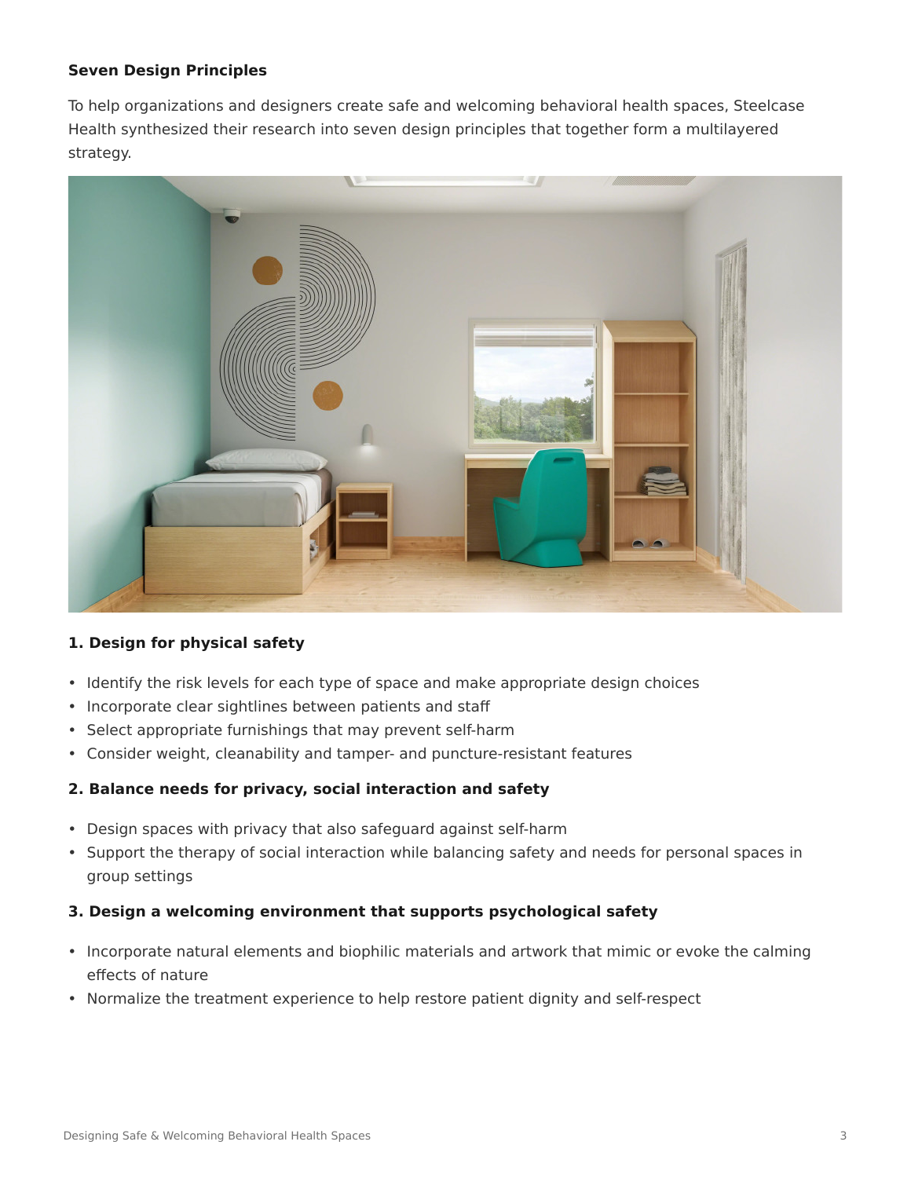**Seven Design Principles**

To help organizations and designers create safe and welcoming behavioral health spaces, Steelcase Health synthesized their research into seven design principles that together form a multilayered strategy.

**1. Design for physical safety**

- Identify the risk levels for each type of space and make appropriate design choices
- Incorporate clear sightlines between patients and staff
- Select appropriate furnishings that may prevent self-harm
- Consider weight, cleanability and tamper- and puncture-resistant features

**2. Balance needs for privacy, social interaction and safety**

- Design spaces with privacy that also safeguard against self-harm
- Support the therapy of social interaction while balancing safety and needs for personal spaces in group settings

**3. Design a welcoming environment that supports psychological safety**

- Incorporate natural elements and biophilic materials and artwork that mimic or evoke the calming effects of nature
- Normalize the treatment experience to help restore patient dignity and self-respect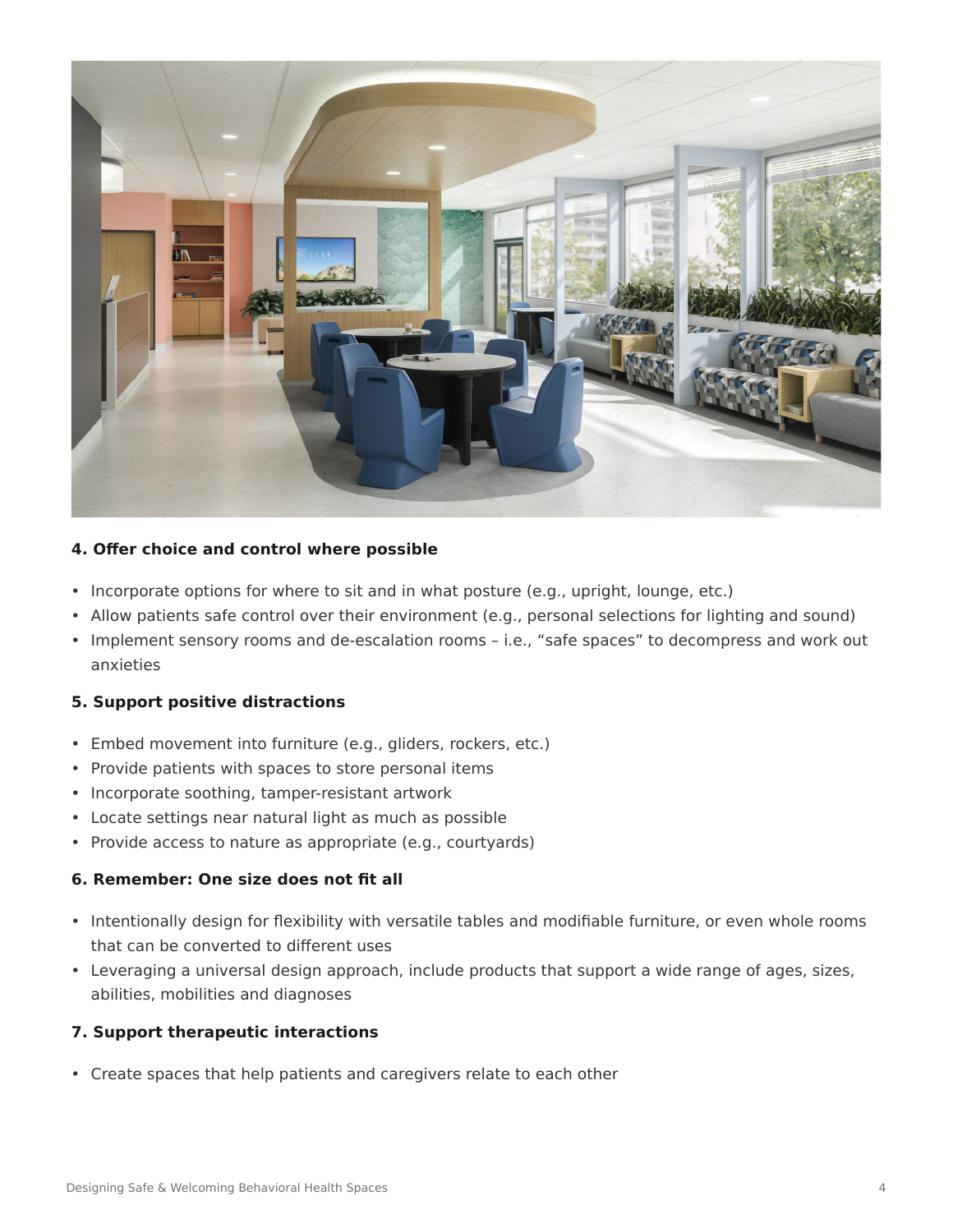**4. Offer choice and control where possible**

- Incorporate options for where to sit and in what posture (e.g., upright, lounge, etc.)
- Allow patients safe control over their environment (e.g., personal selections for lighting and sound)
- Implement sensory rooms and de-escalation rooms – i.e., "safe spaces" to decompress and work out anxieties

**5. Support positive distractions**

- Embed movement into furniture (e.g., gliders, rockers, etc.)
- Provide patients with spaces to store personal items
- Incorporate soothing, tamper-resistant artwork
- Locate settings near natural light as much as possible
- Provide access to nature as appropriate (e.g., courtyards)

**6. Remember: One size does not fit all**

- Intentionally design for flexibility with versatile tables and modifiable furniture, or even whole rooms that can be converted to different uses
- Leveraging a universal design approach, include products that support a wide range of ages, sizes, abilities, mobilities and diagnoses

**7. Support therapeutic interactions**

- Create spaces that help patients and caregivers relate to each other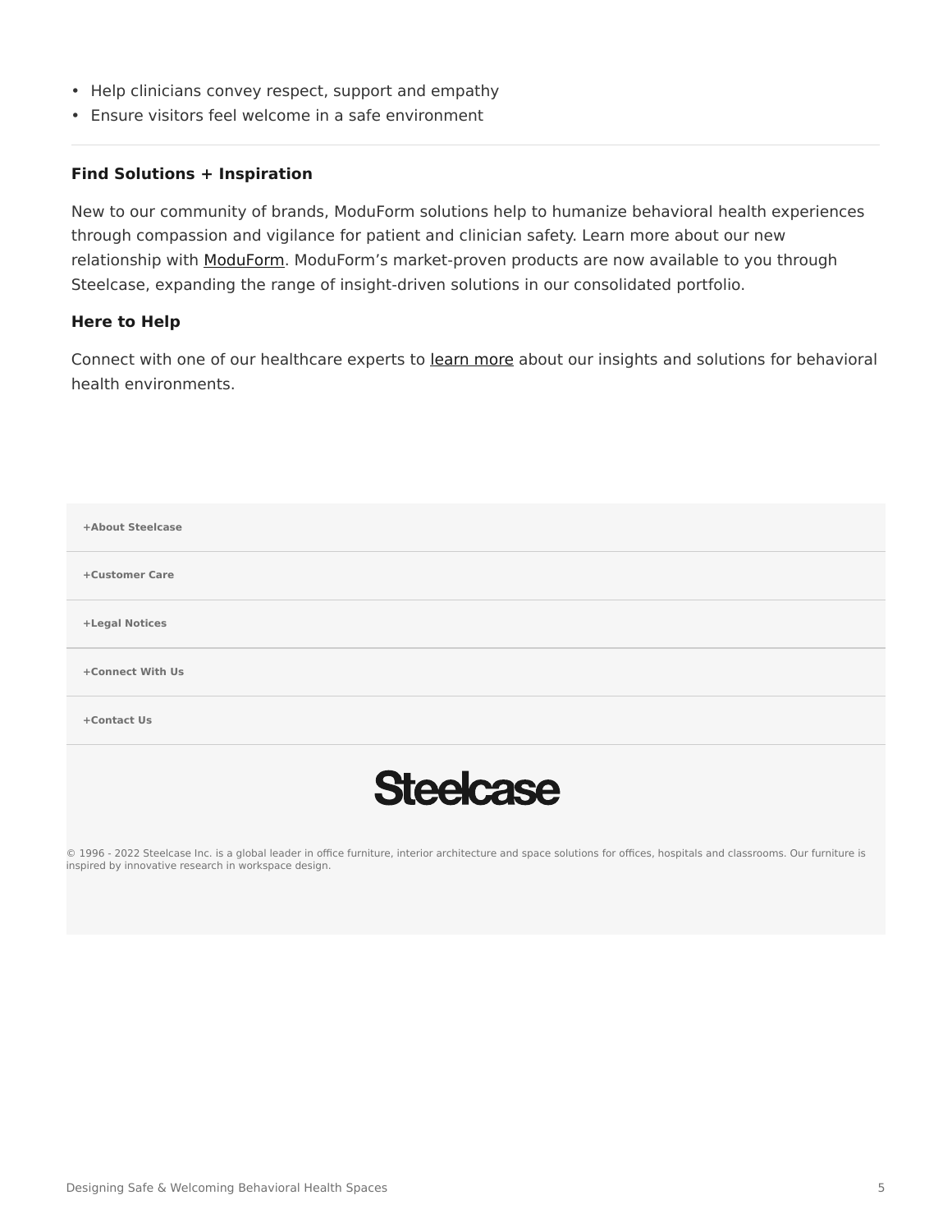- Help clinicians convey respect, support and empathy
- Ensure visitors feel welcome in a safe environment

---

**Find Solutions + Inspiration**

New to our community of brands, ModuForm solutions help to humanize behavioral health experiences through compassion and vigilance for patient and clinician safety. Learn more about our new relationship with ModuForm. ModuForm's market-proven products are now available to you through Steelcase, expanding the range of insight-driven solutions in our consolidated portfolio.

**Here to Help**

Connect with one of our healthcare experts to learn more about our insights and solutions for behavioral health environments.

**+About Steelcase**

**+Customer Care**

**+Legal Notices**

**+Connect With Us**

**+Contact Us**

Steelcase

© 1996 - 2022 Steelcase Inc. is a global leader in office furniture, interior architecture and space solutions for offices, hospitals and classrooms. Our furniture is inspired by innovative research in workspace design.